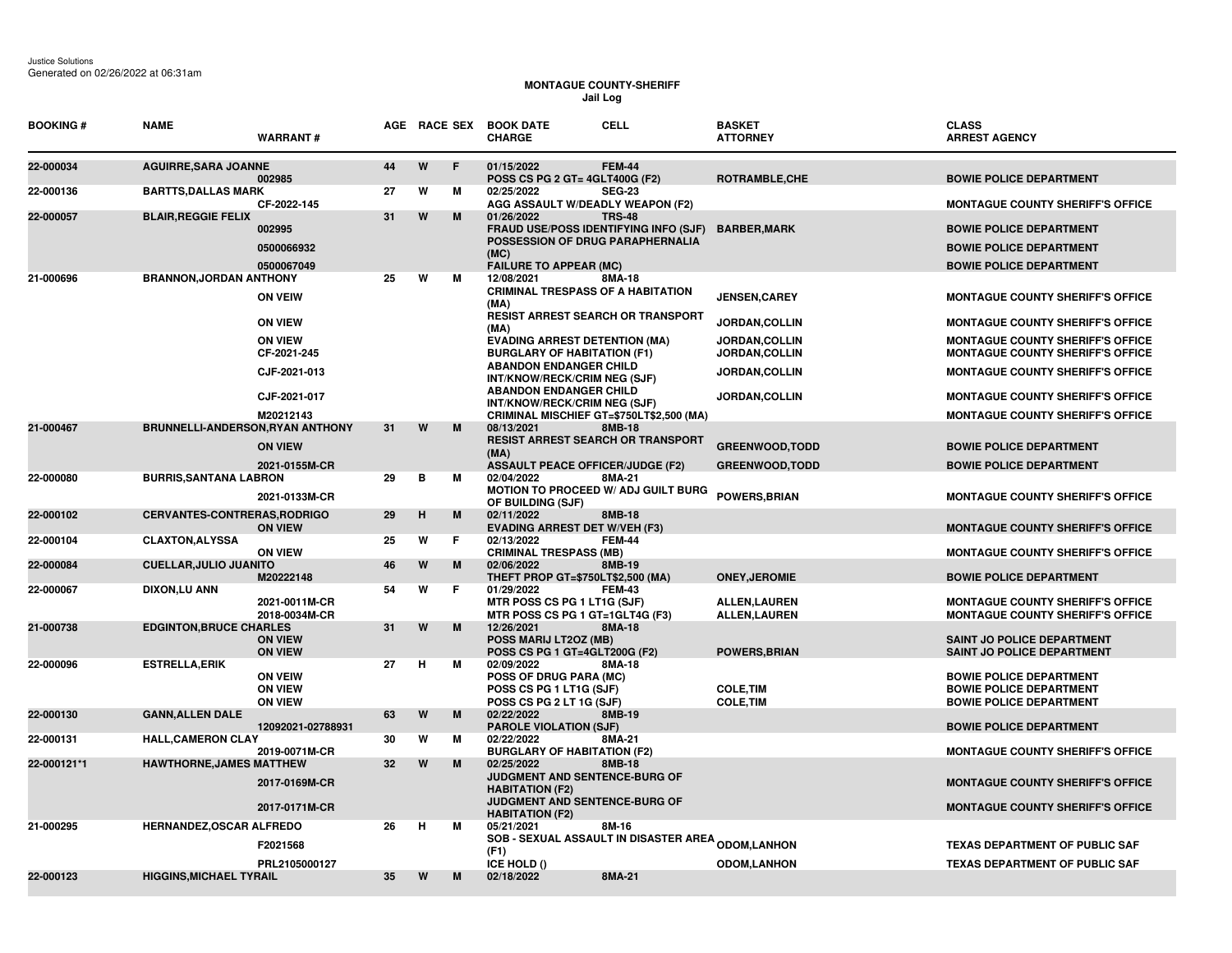Justice Solutions
Generated on 02/26/2022 at 06:31am

# MONTAGUE COUNTY-SHERIFF
## Jail Log

| BOOKING # | NAME | WARRANT # | AGE | RACE | SEX | BOOK DATE / CHARGE | CELL | BASKET / ATTORNEY | CLASS / ARREST AGENCY |
|---|---|---|---|---|---|---|---|---|---|
| 22-000034 | AGUIRRE,SARA JOANNE | | 44 | W | F | 01/15/2022 | FEM-44 | | |
| | | 002985 | | | | POSS CS PG 2 GT= 4GLT400G (F2) | | ROTRAMBLE,CHE | BOWIE POLICE DEPARTMENT |
| 22-000136 | BARTTS,DALLAS MARK | | 27 | W | M | 02/25/2022 | SEG-23 | | |
| | | CF-2022-145 | | | | AGG ASSAULT W/DEADLY WEAPON (F2) | | | MONTAGUE COUNTY SHERIFF'S OFFICE |
| 22-000057 | BLAIR,REGGIE FELIX | | 31 | W | M | 01/26/2022 | TRS-48 | | |
| | | 002995 | | | | FRAUD USE/POSS IDENTIFYING INFO (SJF) | | BARBER,MARK | BOWIE POLICE DEPARTMENT |
| | | 0500066932 | | | | POSSESSION OF DRUG PARAPHERNALIA (MC) | | | BOWIE POLICE DEPARTMENT |
| | | 0500067049 | | | | FAILURE TO APPEAR (MC) | | | BOWIE POLICE DEPARTMENT |
| 21-000696 | BRANNON,JORDAN ANTHONY | | 25 | W | M | 12/08/2021 | 8MA-18 | | |
| | | ON VEIW | | | | CRIMINAL TRESPASS OF A HABITATION (MA) | | JENSEN,CAREY | MONTAGUE COUNTY SHERIFF'S OFFICE |
| | | ON VIEW | | | | RESIST ARREST SEARCH OR TRANSPORT (MA) | | JORDAN,COLLIN | MONTAGUE COUNTY SHERIFF'S OFFICE |
| | | ON VIEW | | | | EVADING ARREST DETENTION (MA) | | JORDAN,COLLIN | MONTAGUE COUNTY SHERIFF'S OFFICE |
| | | CF-2021-245 | | | | BURGLARY OF HABITATION (F1) | | JORDAN,COLLIN | MONTAGUE COUNTY SHERIFF'S OFFICE |
| | | CJF-2021-013 | | | | ABANDON ENDANGER CHILD INT/KNOW/RECK/CRIM NEG (SJF) | | JORDAN,COLLIN | MONTAGUE COUNTY SHERIFF'S OFFICE |
| | | CJF-2021-017 | | | | ABANDON ENDANGER CHILD INT/KNOW/RECK/CRIM NEG (SJF) | | JORDAN,COLLIN | MONTAGUE COUNTY SHERIFF'S OFFICE |
| | | M20212143 | | | | CRIMINAL MISCHIEF GT=$750LT$2,500 (MA) | | | MONTAGUE COUNTY SHERIFF'S OFFICE |
| 21-000467 | BRUNNELLI-ANDERSON,RYAN ANTHONY | | 31 | W | M | 08/13/2021 | 8MB-18 | | |
| | | ON VIEW | | | | RESIST ARREST SEARCH OR TRANSPORT (MA) | | GREENWOOD,TODD | BOWIE POLICE DEPARTMENT |
| | | 2021-0155M-CR | | | | ASSAULT PEACE OFFICER/JUDGE (F2) | | GREENWOOD,TODD | BOWIE POLICE DEPARTMENT |
| 22-000080 | BURRIS,SANTANA LABRON | | 29 | B | M | 02/04/2022 | 8MA-21 | | |
| | | 2021-0133M-CR | | | | MOTION TO PROCEED W/ ADJ GUILT BURG OF BUILDING (SJF) | | POWERS,BRIAN | MONTAGUE COUNTY SHERIFF'S OFFICE |
| 22-000102 | CERVANTES-CONTRERAS,RODRIGO | | 29 | H | M | 02/11/2022 | 8MB-18 | | |
| | | ON VIEW | | | | EVADING ARREST DET W/VEH (F3) | | | MONTAGUE COUNTY SHERIFF'S OFFICE |
| 22-000104 | CLAXTON,ALYSSA | | 25 | W | F | 02/13/2022 | FEM-44 | | |
| | | ON VIEW | | | | CRIMINAL TRESPASS (MB) | | | MONTAGUE COUNTY SHERIFF'S OFFICE |
| 22-000084 | CUELLAR,JULIO JUANITO | | 46 | W | M | 02/06/2022 | 8MB-19 | | |
| | | M20222148 | | | | THEFT PROP GT=$750LT$2,500 (MA) | | ONEY,JEROMIE | BOWIE POLICE DEPARTMENT |
| 22-000067 | DIXON,LU ANN | | 54 | W | F | 01/29/2022 | FEM-43 | | |
| | | 2021-0011M-CR | | | | MTR POSS CS PG 1 LT1G (SJF) | | ALLEN,LAUREN | MONTAGUE COUNTY SHERIFF'S OFFICE |
| | | 2018-0034M-CR | | | | MTR POSS CS PG 1 GT=1GLT4G (F3) | | ALLEN,LAUREN | MONTAGUE COUNTY SHERIFF'S OFFICE |
| 21-000738 | EDGINTON,BRUCE CHARLES | | 31 | W | M | 12/26/2021 | 8MA-18 | | |
| | | ON VIEW | | | | POSS MARIJ LT2OZ (MB) | | | SAINT JO POLICE DEPARTMENT |
| | | ON VIEW | | | | POSS CS PG 1 GT=4GLT200G (F2) | | POWERS,BRIAN | SAINT JO POLICE DEPARTMENT |
| 22-000096 | ESTRELLA,ERIK | | 27 | H | M | 02/09/2022 | 8MA-18 | | |
| | | ON VEIW | | | | POSS OF DRUG PARA (MC) | | | BOWIE POLICE DEPARTMENT |
| | | ON VIEW | | | | POSS CS PG 1 LT1G (SJF) | | COLE,TIM | BOWIE POLICE DEPARTMENT |
| | | ON VIEW | | | | POSS CS PG 2 LT 1G (SJF) | | COLE,TIM | BOWIE POLICE DEPARTMENT |
| 22-000130 | GANN,ALLEN DALE | | 63 | W | M | 02/22/2022 | 8MB-19 | | |
| | | 12092021-02788931 | | | | PAROLE VIOLATION (SJF) | | | BOWIE POLICE DEPARTMENT |
| 22-000131 | HALL,CAMERON CLAY | | 30 | W | M | 02/22/2022 | 8MA-21 | | |
| | | 2019-0071M-CR | | | | BURGLARY OF HABITATION (F2) | | | MONTAGUE COUNTY SHERIFF'S OFFICE |
| 22-000121*1 | HAWTHORNE,JAMES MATTHEW | | 32 | W | M | 02/25/2022 | 8MB-18 | | |
| | | 2017-0169M-CR | | | | JUDGMENT AND SENTENCE-BURG OF HABITATION (F2) | | | MONTAGUE COUNTY SHERIFF'S OFFICE |
| | | 2017-0171M-CR | | | | JUDGMENT AND SENTENCE-BURG OF HABITATION (F2) | | | MONTAGUE COUNTY SHERIFF'S OFFICE |
| 21-000295 | HERNANDEZ,OSCAR ALFREDO | | 26 | H | M | 05/21/2021 | 8M-16 | | |
| | | F2021568 | | | | SOB - SEXUAL ASSAULT IN DISASTER AREA (F1) | | ODOM,LANHON | TEXAS DEPARTMENT OF PUBLIC SAF |
| | | PRL2105000127 | | | | ICE HOLD () | | ODOM,LANHON | TEXAS DEPARTMENT OF PUBLIC SAF |
| 22-000123 | HIGGINS,MICHAEL TYRAIL | | 35 | W | M | 02/18/2022 | 8MA-21 | | |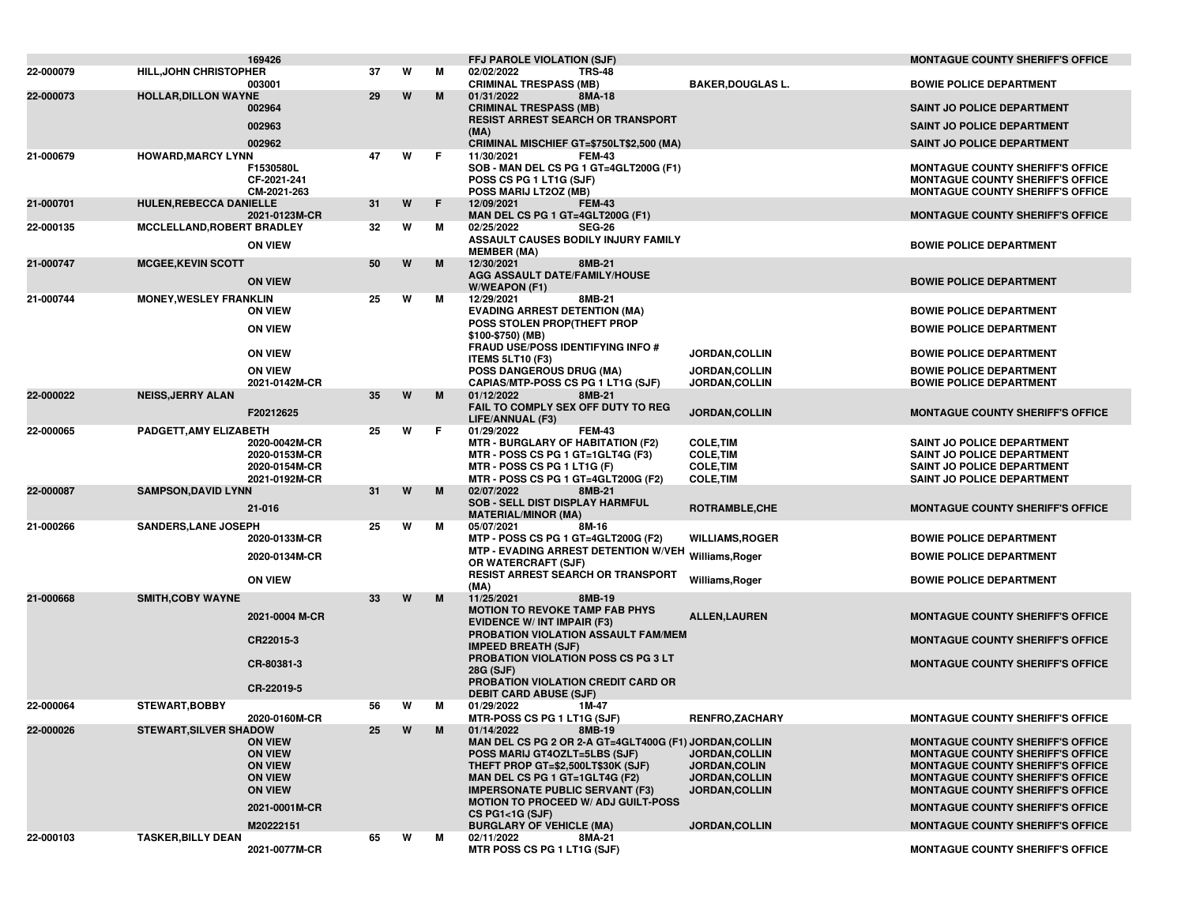| | | | | | | | | |
|---|---|---|---|---|---|---|---|---|
| | | 169426 | | | | FFJ PAROLE VIOLATION (SJF) | | MONTAGUE COUNTY SHERIFF'S OFFICE |
| 22-000079 | HILL,JOHN CHRISTOPHER | | 37 | W | M | 02/02/2022 TRS-48 | | |
| | | 003001 | | | | CRIMINAL TRESPASS (MB) | BAKER,DOUGLAS L. | BOWIE POLICE DEPARTMENT |
| 22-000073 | HOLLAR,DILLON WAYNE | | 29 | W | M | 01/31/2022 8MA-18 | | |
| | | 002964 | | | | CRIMINAL TRESPASS (MB) | | SAINT JO POLICE DEPARTMENT |
| | | 002963 | | | | RESIST ARREST SEARCH OR TRANSPORT (MA) | | SAINT JO POLICE DEPARTMENT |
| | | 002962 | | | | CRIMINAL MISCHIEF GT=$750LT$2,500 (MA) | | SAINT JO POLICE DEPARTMENT |
| 21-000679 | HOWARD,MARCY LYNN | | 47 | W | F | 11/30/2021 FEM-43 | | |
| | | F1530580L | | | | SOB - MAN DEL CS PG 1 GT=4GLT200G (F1) | | MONTAGUE COUNTY SHERIFF'S OFFICE |
| | | CF-2021-241 | | | | POSS CS PG 1 LT1G (SJF) | | MONTAGUE COUNTY SHERIFF'S OFFICE |
| | | CM-2021-263 | | | | POSS MARIJ LT2OZ (MB) | | MONTAGUE COUNTY SHERIFF'S OFFICE |
| 21-000701 | HULEN,REBECCA DANIELLE | | 31 | W | F | 12/09/2021 FEM-43 | | |
| | | 2021-0123M-CR | | | | MAN DEL CS PG 1 GT=4GLT200G (F1) | | MONTAGUE COUNTY SHERIFF'S OFFICE |
| 22-000135 | MCCLELLAND,ROBERT BRADLEY | | 32 | W | M | 02/25/2022 SEG-26 | | |
| | | ON VIEW | | | | ASSAULT CAUSES BODILY INJURY FAMILY MEMBER (MA) | | BOWIE POLICE DEPARTMENT |
| 21-000747 | MCGEE,KEVIN SCOTT | | 50 | W | M | 12/30/2021 8MB-21 | | |
| | | ON VIEW | | | | AGG ASSAULT DATE/FAMILY/HOUSE W/WEAPON (F1) | | BOWIE POLICE DEPARTMENT |
| 21-000744 | MONEY,WESLEY FRANKLIN | | 25 | W | M | 12/29/2021 8MB-21 | | |
| | | ON VIEW | | | | EVADING ARREST DETENTION (MA) | | BOWIE POLICE DEPARTMENT |
| | | ON VIEW | | | | POSS STOLEN PROP(THEFT PROP $100-$750) (MB) | | BOWIE POLICE DEPARTMENT |
| | | ON VIEW | | | | FRAUD USE/POSS IDENTIFYING INFO # ITEMS 5LT10 (F3) | JORDAN,COLLIN | BOWIE POLICE DEPARTMENT |
| | | ON VIEW | | | | POSS DANGEROUS DRUG (MA) | JORDAN,COLLIN | BOWIE POLICE DEPARTMENT |
| | | 2021-0142M-CR | | | | CAPIAS/MTP-POSS CS PG 1 LT1G (SJF) | JORDAN,COLLIN | BOWIE POLICE DEPARTMENT |
| 22-000022 | NEISS,JERRY ALAN | | 35 | W | M | 01/12/2022 8MB-21 | | |
| | | F20212625 | | | | FAIL TO COMPLY SEX OFF DUTY TO REG LIFE/ANNUAL (F3) | JORDAN,COLLIN | MONTAGUE COUNTY SHERIFF'S OFFICE |
| 22-000065 | PADGETT,AMY ELIZABETH | | 25 | W | F | 01/29/2022 FEM-43 | | |
| | | 2020-0042M-CR | | | | MTR - BURGLARY OF HABITATION (F2) | COLE,TIM | SAINT JO POLICE DEPARTMENT |
| | | 2020-0153M-CR | | | | MTR - POSS CS PG 1 GT=1GLT4G (F3) | COLE,TIM | SAINT JO POLICE DEPARTMENT |
| | | 2020-0154M-CR | | | | MTR - POSS CS PG 1 LT1G (F) | COLE,TIM | SAINT JO POLICE DEPARTMENT |
| | | 2021-0192M-CR | | | | MTR - POSS CS PG 1 GT=4GLT200G (F2) | COLE,TIM | SAINT JO POLICE DEPARTMENT |
| 22-000087 | SAMPSON,DAVID LYNN | | 31 | W | M | 02/07/2022 8MB-21 | | |
| | | 21-016 | | | | SOB - SELL DIST DISPLAY HARMFUL MATERIAL/MINOR (MA) | ROTRAMBLE,CHE | MONTAGUE COUNTY SHERIFF'S OFFICE |
| 21-000266 | SANDERS,LANE JOSEPH | | 25 | W | M | 05/07/2021 8M-16 | | |
| | | 2020-0133M-CR | | | | MTP - POSS CS PG 1 GT=4GLT200G (F2) | WILLIAMS,ROGER | BOWIE POLICE DEPARTMENT |
| | | 2020-0134M-CR | | | | MTP - EVADING ARREST DETENTION W/VEH OR WATERCRAFT (SJF) | Williams,Roger | BOWIE POLICE DEPARTMENT |
| | | ON VIEW | | | | RESIST ARREST SEARCH OR TRANSPORT (MA) | Williams,Roger | BOWIE POLICE DEPARTMENT |
| 21-000668 | SMITH,COBY WAYNE | | 33 | W | M | 11/25/2021 8MB-19 | | |
| | | 2021-0004 M-CR | | | | MOTION TO REVOKE TAMP FAB PHYS EVIDENCE W/ INT IMPAIR (F3) | ALLEN,LAUREN | MONTAGUE COUNTY SHERIFF'S OFFICE |
| | | CR22015-3 | | | | PROBATION VIOLATION ASSAULT FAM/MEM IMPEED BREATH (SJF) | | MONTAGUE COUNTY SHERIFF'S OFFICE |
| | | CR-80381-3 | | | | PROBATION VIOLATION POSS CS PG 3 LT 28G (SJF) | | MONTAGUE COUNTY SHERIFF'S OFFICE |
| | | CR-22019-5 | | | | PROBATION VIOLATION CREDIT CARD OR DEBIT CARD ABUSE (SJF) | | |
| 22-000064 | STEWART,BOBBY | | 56 | W | M | 01/29/2022 1M-47 | | |
| | | 2020-0160M-CR | | | | MTR-POSS CS PG 1 LT1G (SJF) | RENFRO,ZACHARY | MONTAGUE COUNTY SHERIFF'S OFFICE |
| 22-000026 | STEWART,SILVER SHADOW | | 25 | W | M | 01/14/2022 8MB-19 | | |
| | | ON VIEW | | | | MAN DEL CS PG 2 OR 2-A GT=4GLT400G (F1) | JORDAN,COLLIN | MONTAGUE COUNTY SHERIFF'S OFFICE |
| | | ON VIEW | | | | POSS MARIJ GT4OZLT=5LBS (SJF) | JORDAN,COLLIN | MONTAGUE COUNTY SHERIFF'S OFFICE |
| | | ON VIEW | | | | THEFT PROP GT=$2,500LT$30K (SJF) | JORDAN,COLIN | MONTAGUE COUNTY SHERIFF'S OFFICE |
| | | ON VIEW | | | | MAN DEL CS PG 1 GT=1GLT4G (F2) | JORDAN,COLLIN | MONTAGUE COUNTY SHERIFF'S OFFICE |
| | | ON VIEW | | | | IMPERSONATE PUBLIC SERVANT (F3) | JORDAN,COLLIN | MONTAGUE COUNTY SHERIFF'S OFFICE |
| | | 2021-0001M-CR | | | | MOTION TO PROCEED W/ ADJ GUILT-POSS CS PG1<1G (SJF) | | MONTAGUE COUNTY SHERIFF'S OFFICE |
| | | M20222151 | | | | BURGLARY OF VEHICLE (MA) | JORDAN,COLLIN | MONTAGUE COUNTY SHERIFF'S OFFICE |
| 22-000103 | TASKER,BILLY DEAN | | 65 | W | M | 02/11/2022 8MA-21 | | |
| | | 2021-0077M-CR | | | | MTR POSS CS PG 1 LT1G (SJF) | | MONTAGUE COUNTY SHERIFF'S OFFICE |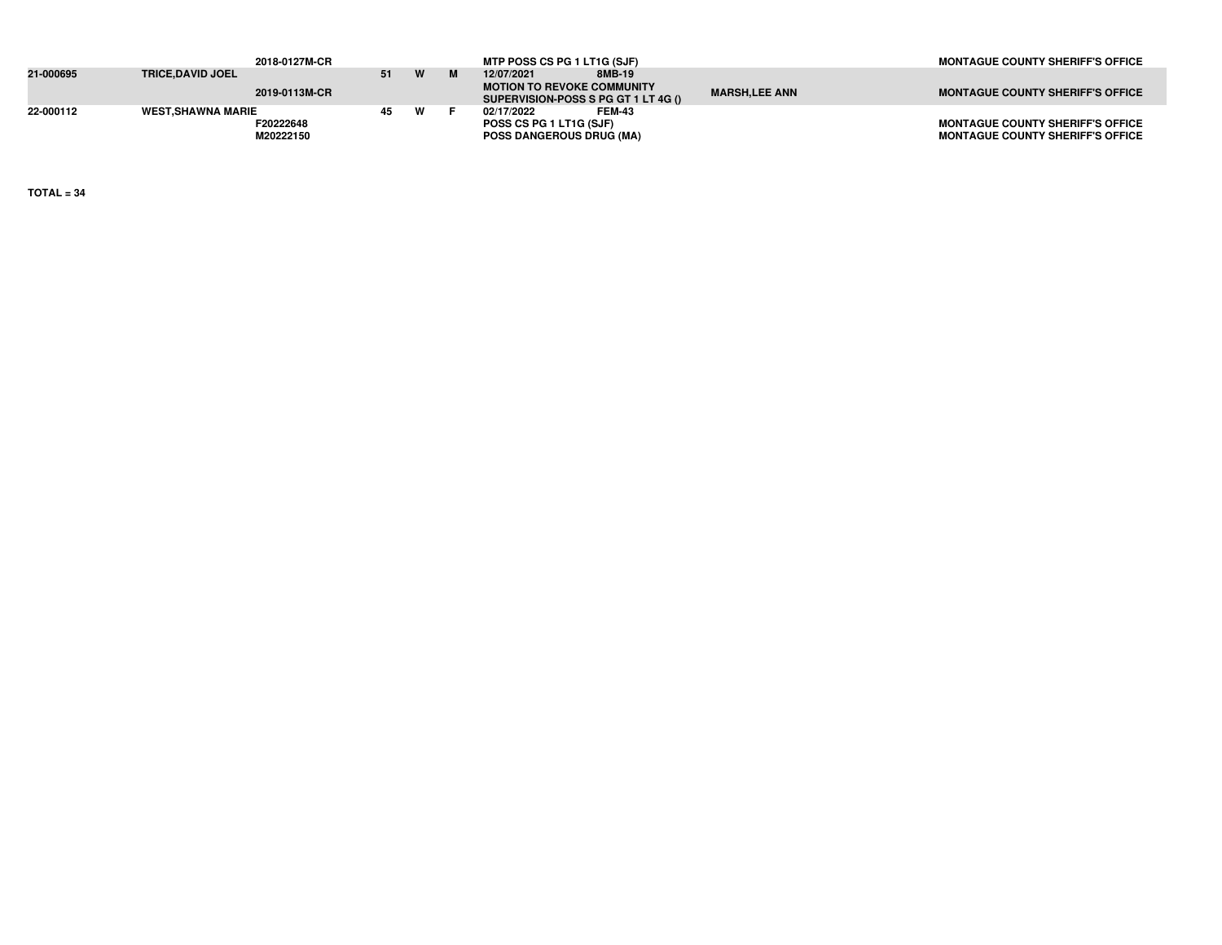| | | | | | | | | | |
|---|---|---|---|---|---|---|---|---|---|
| | | 2018-0127M-CR | | | | MTP POSS CS PG 1 LT1G (SJF) | | | MONTAGUE COUNTY SHERIFF'S OFFICE |
| 21-000695 | TRICE,DAVID JOEL | | 51 | W | M | 12/07/2021 | 8MB-19 | | |
| | | 2019-0113M-CR | | | | MOTION TO REVOKE COMMUNITY SUPERVISION-POSS S PG GT 1 LT 4G () | | MARSH,LEE ANN | MONTAGUE COUNTY SHERIFF'S OFFICE |
| 22-000112 | WEST,SHAWNA MARIE | | 45 | W | F | 02/17/2022 | FEM-43 | | |
| | | F20222648 | | | | POSS CS PG 1 LT1G (SJF) | | | MONTAGUE COUNTY SHERIFF'S OFFICE |
| | | M20222150 | | | | POSS DANGEROUS DRUG (MA) | | | MONTAGUE COUNTY SHERIFF'S OFFICE |

TOTAL = 34